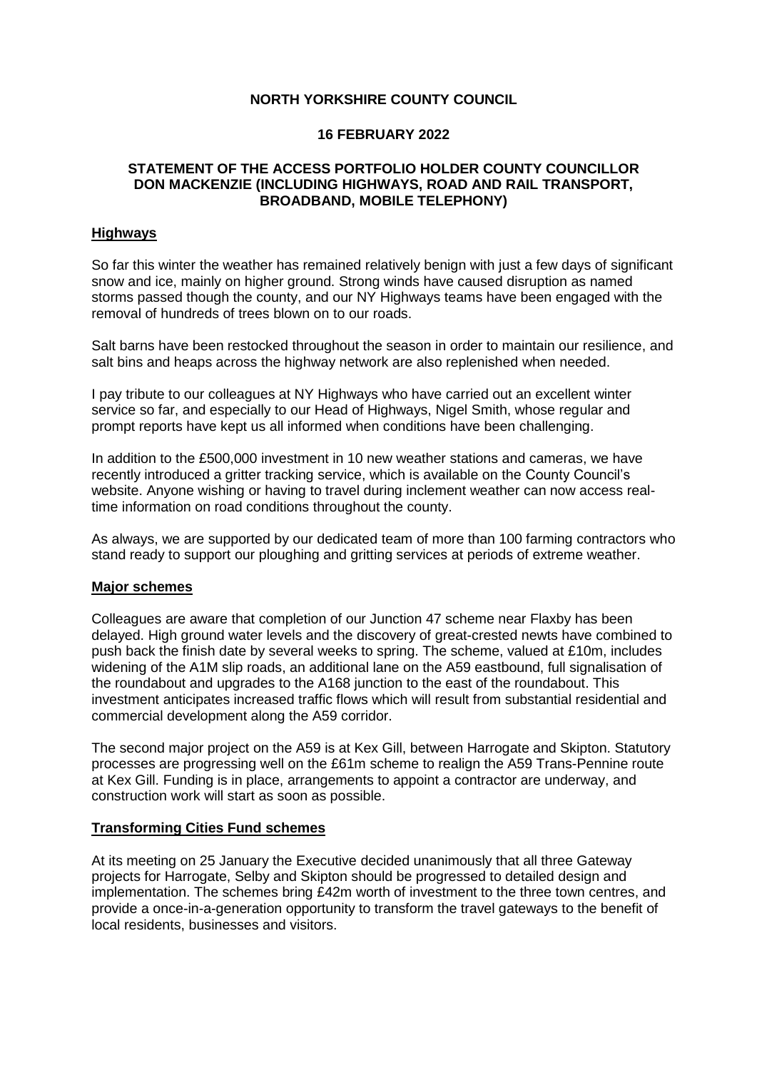**NORTH YORKSHIRE COUNTY COUNCIL**

**16 FEBRUARY 2022**

**STATEMENT OF THE ACCESS PORTFOLIO HOLDER COUNTY COUNCILLOR DON MACKENZIE (INCLUDING HIGHWAYS, ROAD AND RAIL TRANSPORT, BROADBAND, MOBILE TELEPHONY)**

## Highways

So far this winter the weather has remained relatively benign with just a few days of significant snow and ice, mainly on higher ground. Strong winds have caused disruption as named storms passed though the county, and our NY Highways teams have been engaged with the removal of hundreds of trees blown on to our roads.

Salt barns have been restocked throughout the season in order to maintain our resilience, and salt bins and heaps across the highway network are also replenished when needed.

I pay tribute to our colleagues at NY Highways who have carried out an excellent winter service so far, and especially to our Head of Highways, Nigel Smith, whose regular and prompt reports have kept us all informed when conditions have been challenging.

In addition to the £500,000 investment in 10 new weather stations and cameras, we have recently introduced a gritter tracking service, which is available on the County Council's website. Anyone wishing or having to travel during inclement weather can now access real-time information on road conditions throughout the county.

As always, we are supported by our dedicated team of more than 100 farming contractors who stand ready to support our ploughing and gritting services at periods of extreme weather.

## Major schemes

Colleagues are aware that completion of our Junction 47 scheme near Flaxby has been delayed. High ground water levels and the discovery of great-crested newts have combined to push back the finish date by several weeks to spring. The scheme, valued at £10m, includes widening of the A1M slip roads, an additional lane on the A59 eastbound, full signalisation of the roundabout and upgrades to the A168 junction to the east of the roundabout. This investment anticipates increased traffic flows which will result from substantial residential and commercial development along the A59 corridor.

The second major project on the A59 is at Kex Gill, between Harrogate and Skipton. Statutory processes are progressing well on the £61m scheme to realign the A59 Trans-Pennine route at Kex Gill. Funding is in place, arrangements to appoint a contractor are underway, and construction work will start as soon as possible.

## Transforming Cities Fund schemes

At its meeting on 25 January the Executive decided unanimously that all three Gateway projects for Harrogate, Selby and Skipton should be progressed to detailed design and implementation. The schemes bring £42m worth of investment to the three town centres, and provide a once-in-a-generation opportunity to transform the travel gateways to the benefit of local residents, businesses and visitors.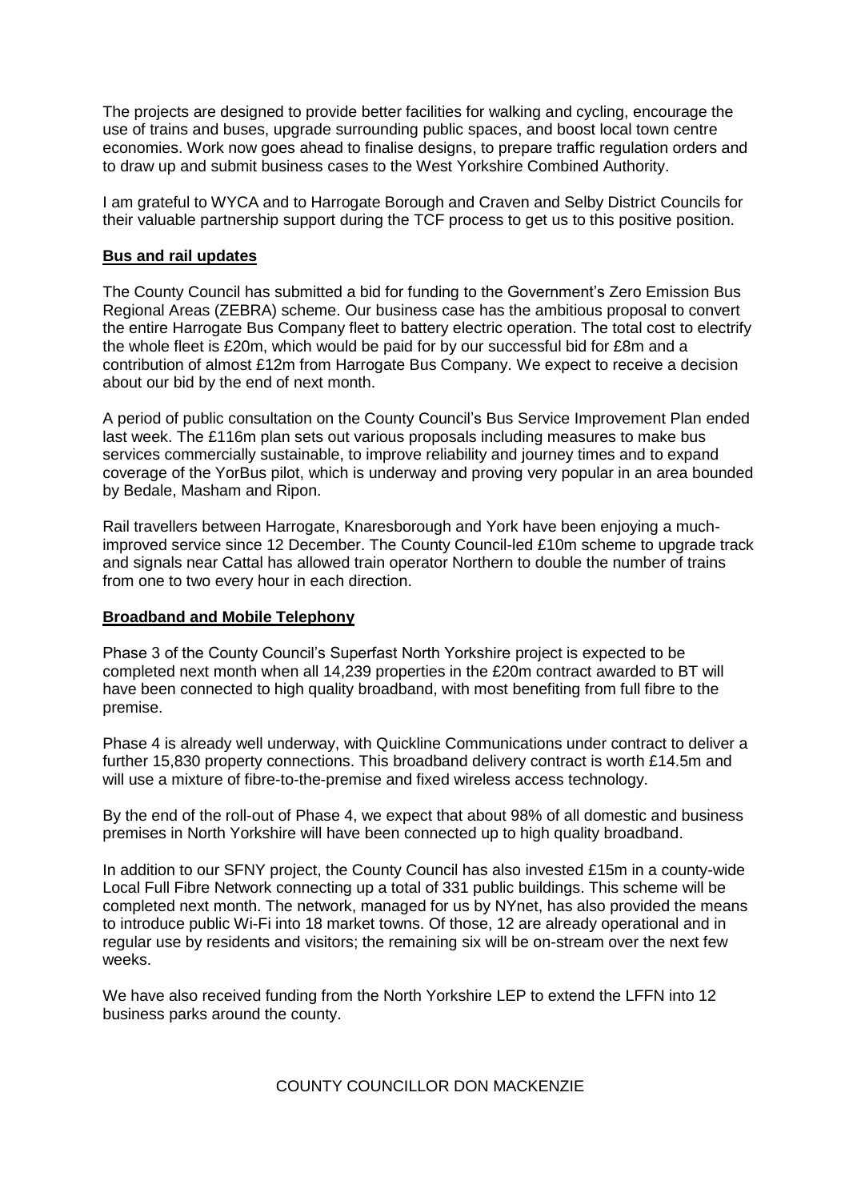The projects are designed to provide better facilities for walking and cycling, encourage the use of trains and buses, upgrade surrounding public spaces, and boost local town centre economies. Work now goes ahead to finalise designs, to prepare traffic regulation orders and to draw up and submit business cases to the West Yorkshire Combined Authority.

I am grateful to WYCA and to Harrogate Borough and Craven and Selby District Councils for their valuable partnership support during the TCF process to get us to this positive position.

**Bus and rail updates**

The County Council has submitted a bid for funding to the Government's Zero Emission Bus Regional Areas (ZEBRA) scheme. Our business case has the ambitious proposal to convert the entire Harrogate Bus Company fleet to battery electric operation. The total cost to electrify the whole fleet is £20m, which would be paid for by our successful bid for £8m and a contribution of almost £12m from Harrogate Bus Company. We expect to receive a decision about our bid by the end of next month.

A period of public consultation on the County Council's Bus Service Improvement Plan ended last week. The £116m plan sets out various proposals including measures to make bus services commercially sustainable, to improve reliability and journey times and to expand coverage of the YorBus pilot, which is underway and proving very popular in an area bounded by Bedale, Masham and Ripon.

Rail travellers between Harrogate, Knaresborough and York have been enjoying a much-improved service since 12 December. The County Council-led £10m scheme to upgrade track and signals near Cattal has allowed train operator Northern to double the number of trains from one to two every hour in each direction.

**Broadband and Mobile Telephony**

Phase 3 of the County Council's Superfast North Yorkshire project is expected to be completed next month when all 14,239 properties in the £20m contract awarded to BT will have been connected to high quality broadband, with most benefiting from full fibre to the premise.

Phase 4 is already well underway, with Quickline Communications under contract to deliver a further 15,830 property connections. This broadband delivery contract is worth £14.5m and will use a mixture of fibre-to-the-premise and fixed wireless access technology.

By the end of the roll-out of Phase 4, we expect that about 98% of all domestic and business premises in North Yorkshire will have been connected up to high quality broadband.

In addition to our SFNY project, the County Council has also invested £15m in a county-wide Local Full Fibre Network connecting up a total of 331 public buildings. This scheme will be completed next month. The network, managed for us by NYnet, has also provided the means to introduce public Wi-Fi into 18 market towns. Of those, 12 are already operational and in regular use by residents and visitors; the remaining six will be on-stream over the next few weeks.

We have also received funding from the North Yorkshire LEP to extend the LFFN into 12 business parks around the county.

COUNTY COUNCILLOR DON MACKENZIE